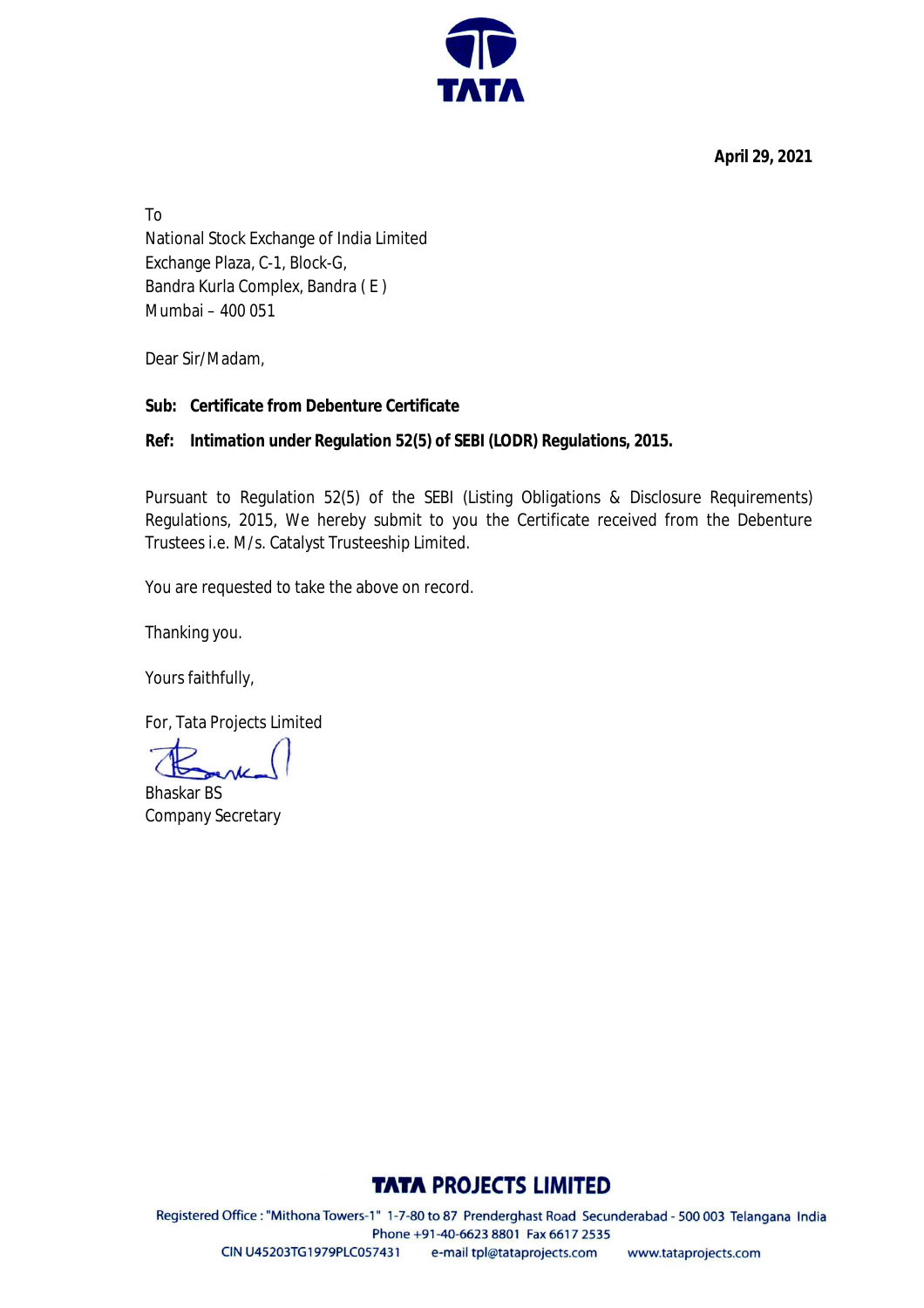**April 29, 2021**

To
National Stock Exchange of India Limited
Exchange Plaza, C-1, Block-G,
Bandra Kurla Complex, Bandra ( E )
Mumbai – 400 051

Dear Sir/Madam,

**Sub: Certificate from Debenture Certificate**

**Ref: Intimation under Regulation 52(5) of SEBI (LODR) Regulations, 2015.**

Pursuant to Regulation 52(5) of the SEBI (Listing Obligations & Disclosure Requirements) Regulations, 2015, We hereby submit to you the Certificate received from the Debenture Trustees i.e. M/s. Catalyst Trusteeship Limited.

You are requested to take the above on record.

Thanking you.

Yours faithfully,

For, Tata Projects Limited

Bhaskar BS
Company Secretary

**TATA PROJECTS LIMITED**

Registered Office : "Mithona Towers-1" 1-7-80 to 87 Prenderghast Road Secunderabad - 500 003 Telangana India
Phone +91-40-6623 8801 Fax 6617 2535
CIN U45203TG1979PLC057431 e-mail tpl@tataprojects.com www.tataprojects.com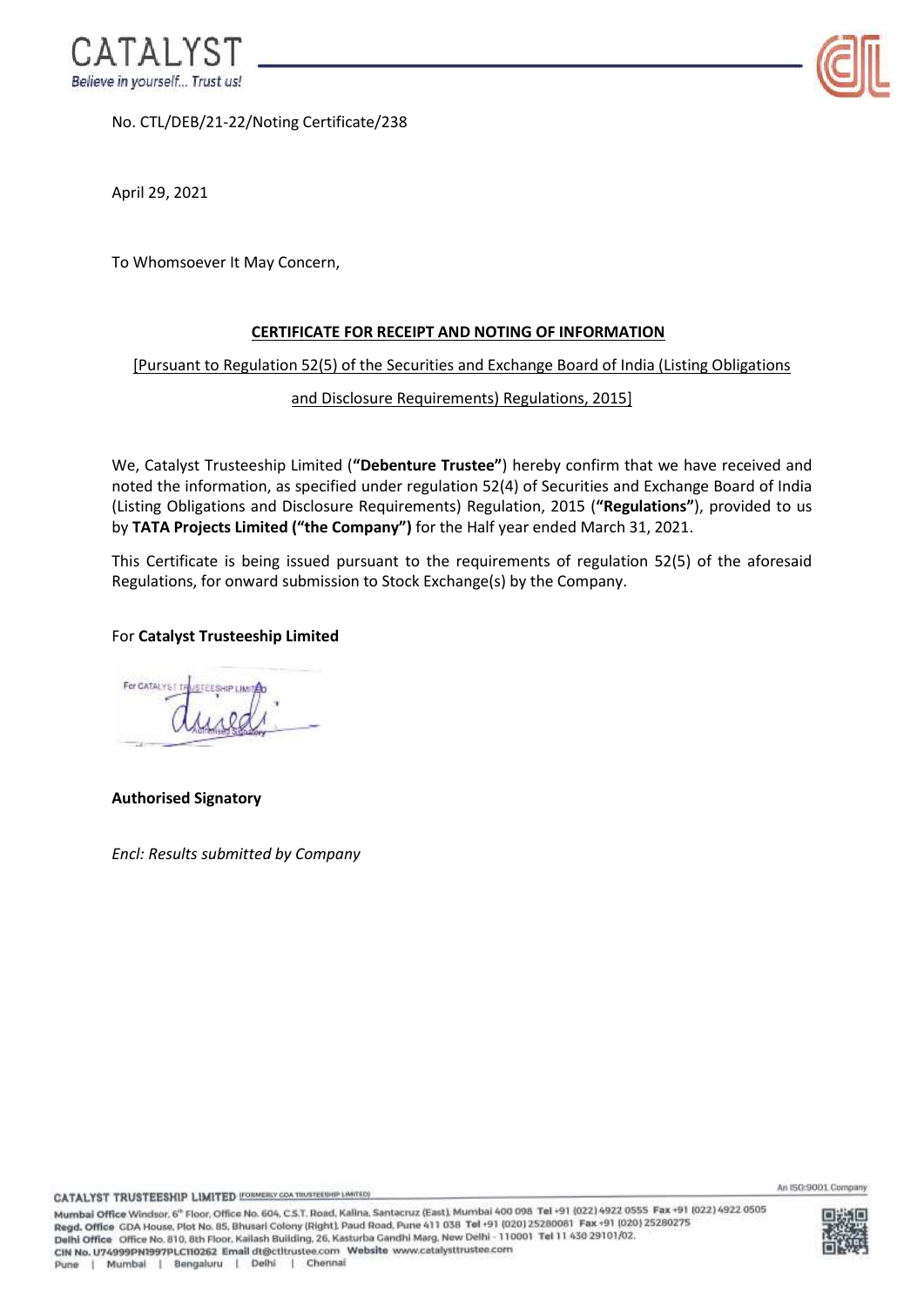No. CTL/DEB/21-22/Noting Certificate/238

April 29, 2021

To Whomsoever It May Concern,

**CERTIFICATE FOR RECEIPT AND NOTING OF INFORMATION**

[Pursuant to Regulation 52(5) of the Securities and Exchange Board of India (Listing Obligations and Disclosure Requirements) Regulations, 2015]

We, Catalyst Trusteeship Limited (**"Debenture Trustee"**) hereby confirm that we have received and noted the information, as specified under regulation 52(4) of Securities and Exchange Board of India (Listing Obligations and Disclosure Requirements) Regulation, 2015 (**"Regulations"**), provided to us by **TATA Projects Limited ("the Company")** for the Half year ended March 31, 2021.

This Certificate is being issued pursuant to the requirements of regulation 52(5) of the aforesaid Regulations, for onward submission to Stock Exchange(s) by the Company.

For **Catalyst Trusteeship Limited**

**Authorised Signatory**

*Encl: Results submitted by Company*